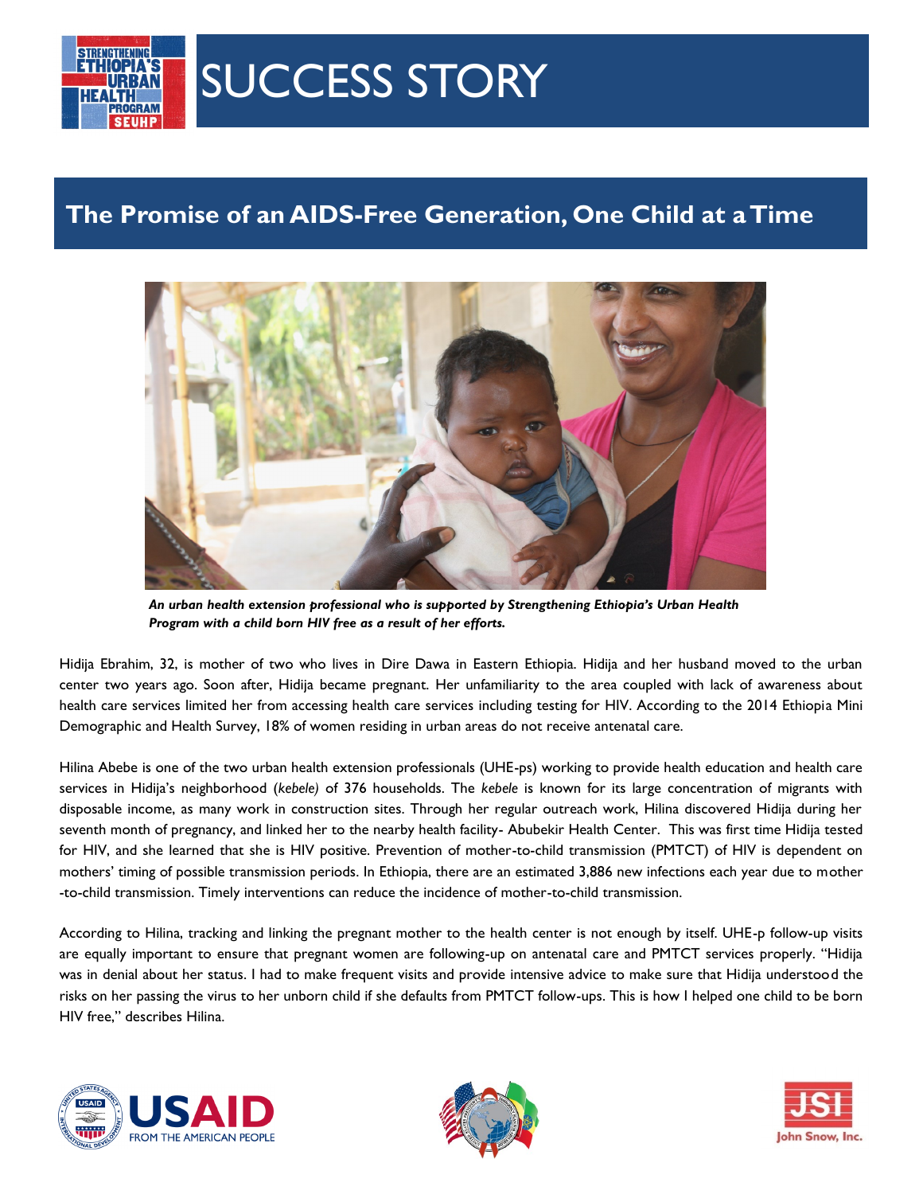# SUCCESS STORY

## The Promise of an AIDS-Free Generation, One Child at a Time

***An urban health extension professional who is supported by Strengthening Ethiopia's Urban Health Program with a child born HIV free as a result of her efforts.***

Hidija Ebrahim, 32, is mother of two who lives in Dire Dawa in Eastern Ethiopia. Hidija and her husband moved to the urban center two years ago. Soon after, Hidija became pregnant. Her unfamiliarity to the area coupled with lack of awareness about health care services limited her from accessing health care services including testing for HIV. According to the 2014 Ethiopia Mini Demographic and Health Survey, 18% of women residing in urban areas do not receive antenatal care.

Hilina Abebe is one of the two urban health extension professionals (UHE-ps) working to provide health education and health care services in Hidija's neighborhood (*kebele)* of 376 households. The *kebele* is known for its large concentration of migrants with disposable income, as many work in construction sites. Through her regular outreach work, Hilina discovered Hidija during her seventh month of pregnancy, and linked her to the nearby health facility- Abubekir Health Center. This was first time Hidija tested for HIV, and she learned that she is HIV positive. Prevention of mother-to-child transmission (PMTCT) of HIV is dependent on mothers' timing of possible transmission periods. In Ethiopia, there are an estimated 3,886 new infections each year due to mother -to-child transmission. Timely interventions can reduce the incidence of mother-to-child transmission.

According to Hilina, tracking and linking the pregnant mother to the health center is not enough by itself. UHE-p follow-up visits are equally important to ensure that pregnant women are following-up on antenatal care and PMTCT services properly. "Hidija was in denial about her status. I had to make frequent visits and provide intensive advice to make sure that Hidija understood the risks on her passing the virus to her unborn child if she defaults from PMTCT follow-ups. This is how I helped one child to be born HIV free," describes Hilina.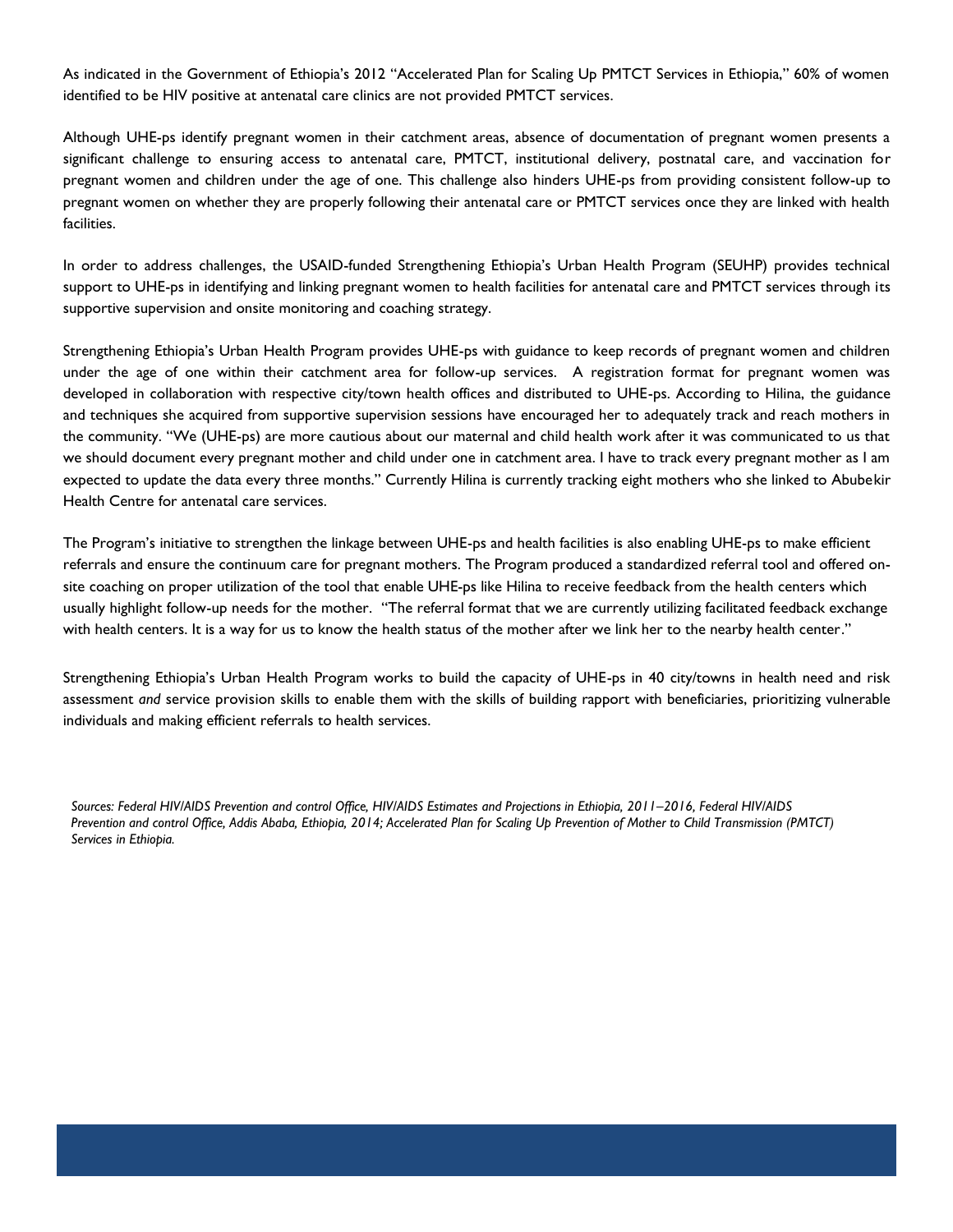As indicated in the Government of Ethiopia's 2012 "Accelerated Plan for Scaling Up PMTCT Services in Ethiopia," 60% of women identified to be HIV positive at antenatal care clinics are not provided PMTCT services.

Although UHE-ps identify pregnant women in their catchment areas, absence of documentation of pregnant women presents a significant challenge to ensuring access to antenatal care, PMTCT, institutional delivery, postnatal care, and vaccination for pregnant women and children under the age of one. This challenge also hinders UHE-ps from providing consistent follow-up to pregnant women on whether they are properly following their antenatal care or PMTCT services once they are linked with health facilities.

In order to address challenges, the USAID-funded Strengthening Ethiopia's Urban Health Program (SEUHP) provides technical support to UHE-ps in identifying and linking pregnant women to health facilities for antenatal care and PMTCT services through its supportive supervision and onsite monitoring and coaching strategy.

Strengthening Ethiopia's Urban Health Program provides UHE-ps with guidance to keep records of pregnant women and children under the age of one within their catchment area for follow-up services. A registration format for pregnant women was developed in collaboration with respective city/town health offices and distributed to UHE-ps. According to Hilina, the guidance and techniques she acquired from supportive supervision sessions have encouraged her to adequately track and reach mothers in the community. "We (UHE-ps) are more cautious about our maternal and child health work after it was communicated to us that we should document every pregnant mother and child under one in catchment area. I have to track every pregnant mother as I am expected to update the data every three months." Currently Hilina is currently tracking eight mothers who she linked to Abubekir Health Centre for antenatal care services.

The Program's initiative to strengthen the linkage between UHE-ps and health facilities is also enabling UHE-ps to make efficient referrals and ensure the continuum care for pregnant mothers. The Program produced a standardized referral tool and offered on-site coaching on proper utilization of the tool that enable UHE-ps like Hilina to receive feedback from the health centers which usually highlight follow-up needs for the mother. "The referral format that we are currently utilizing facilitated feedback exchange with health centers. It is a way for us to know the health status of the mother after we link her to the nearby health center."

Strengthening Ethiopia's Urban Health Program works to build the capacity of UHE-ps in 40 city/towns in health need and risk assessment *and* service provision skills to enable them with the skills of building rapport with beneficiaries, prioritizing vulnerable individuals and making efficient referrals to health services.

*Sources: Federal HIV/AIDS Prevention and control Office, HIV/AIDS Estimates and Projections in Ethiopia, 2011–2016, Federal HIV/AIDS Prevention and control Office, Addis Ababa, Ethiopia, 2014; Accelerated Plan for Scaling Up Prevention of Mother to Child Transmission (PMTCT) Services in Ethiopia.*